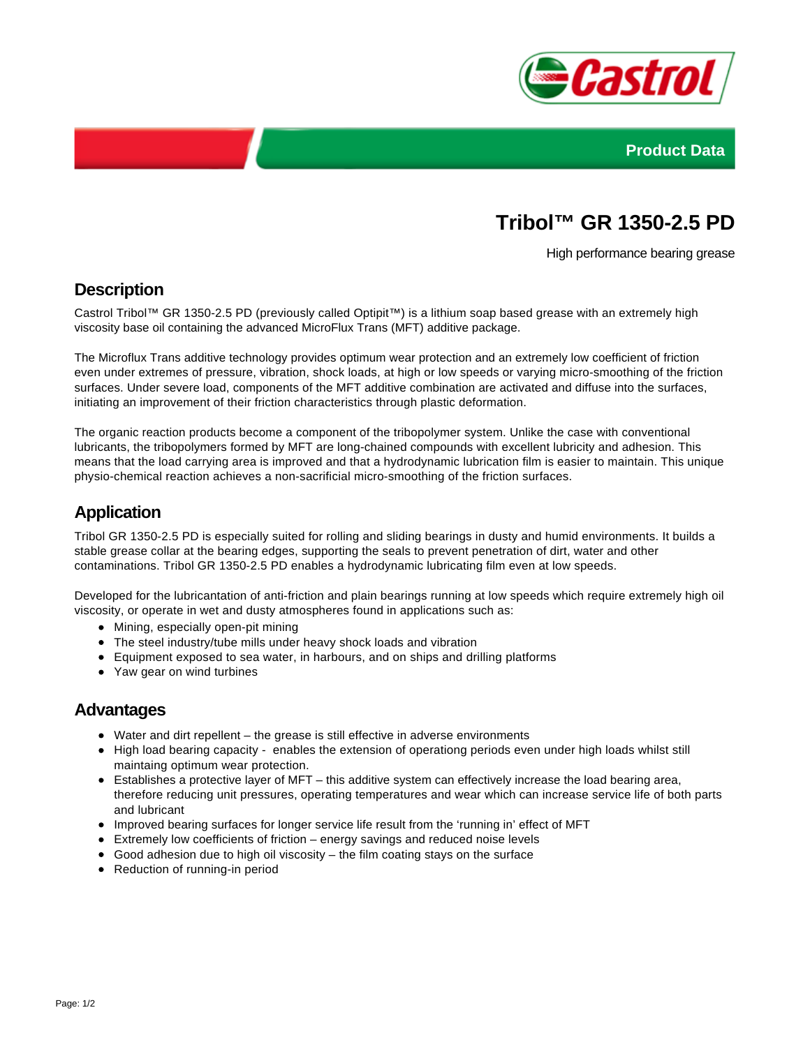Product Data

# Tribol™ GR 1350-2.5 PD

High performance bearing grease

## Description

Castrol Tribol™ GR 1350-2.5 PD (previously called Optipit™) is a lithium soap based grease with an extremely high viscosity base oil containing the advanced MicroFlux Trans (MFT) additive package.

The Microflux Trans additive technology provides optimum wear protection and an extremely low coefficient of friction even under extremes of pressure, vibration, shock loads, at high or low speeds or varying micro-smoothing of the friction surfaces. Under severe load, components of the MFT additive combination are activated and diffuse into the surfaces, initiating an improvement of their friction characteristics through plastic deformation.

The organic reaction products become a component of the tribopolymer system. Unlike the case with conventional lubricants, the tribopolymers formed by MFT are long-chained compounds with excellent lubricity and adhesion. This means that the load carrying area is improved and that a hydrodynamic lubrication film is easier to maintain. This unique physio-chemical reaction achieves a non-sacrificial micro-smoothing of the friction surfaces.

## Application

Tribol GR 1350-2.5 PD is especially suited for rolling and sliding bearings in dusty and humid environments. It builds a stable grease collar at the bearing edges, supporting the seals to prevent penetration of dirt, water and other contaminations. Tribol GR 1350-2.5 PD enables a hydrodynamic lubricating film even at low speeds.

Developed for the lubricantation of anti-friction and plain bearings running at low speeds which require extremely high oil viscosity, or operate in wet and dusty atmospheres found in applications such as:

- Mining, especially open-pit mining
- The steel industry/tube mills under heavy shock loads and vibration
- Equipment exposed to sea water, in harbours, and on ships and drilling platforms
- Yaw gear on wind turbines

## Advantages

- Water and dirt repellent – the grease is still effective in adverse environments
- High load bearing capacity - enables the extension of operationg periods even under high loads whilst still maintaing optimum wear protection.
- Establishes a protective layer of MFT – this additive system can effectively increase the load bearing area, therefore reducing unit pressures, operating temperatures and wear which can increase service life of both parts and lubricant
- Improved bearing surfaces for longer service life result from the 'running in' effect of MFT
- Extremely low coefficients of friction – energy savings and reduced noise levels
- Good adhesion due to high oil viscosity – the film coating stays on the surface
- Reduction of running-in period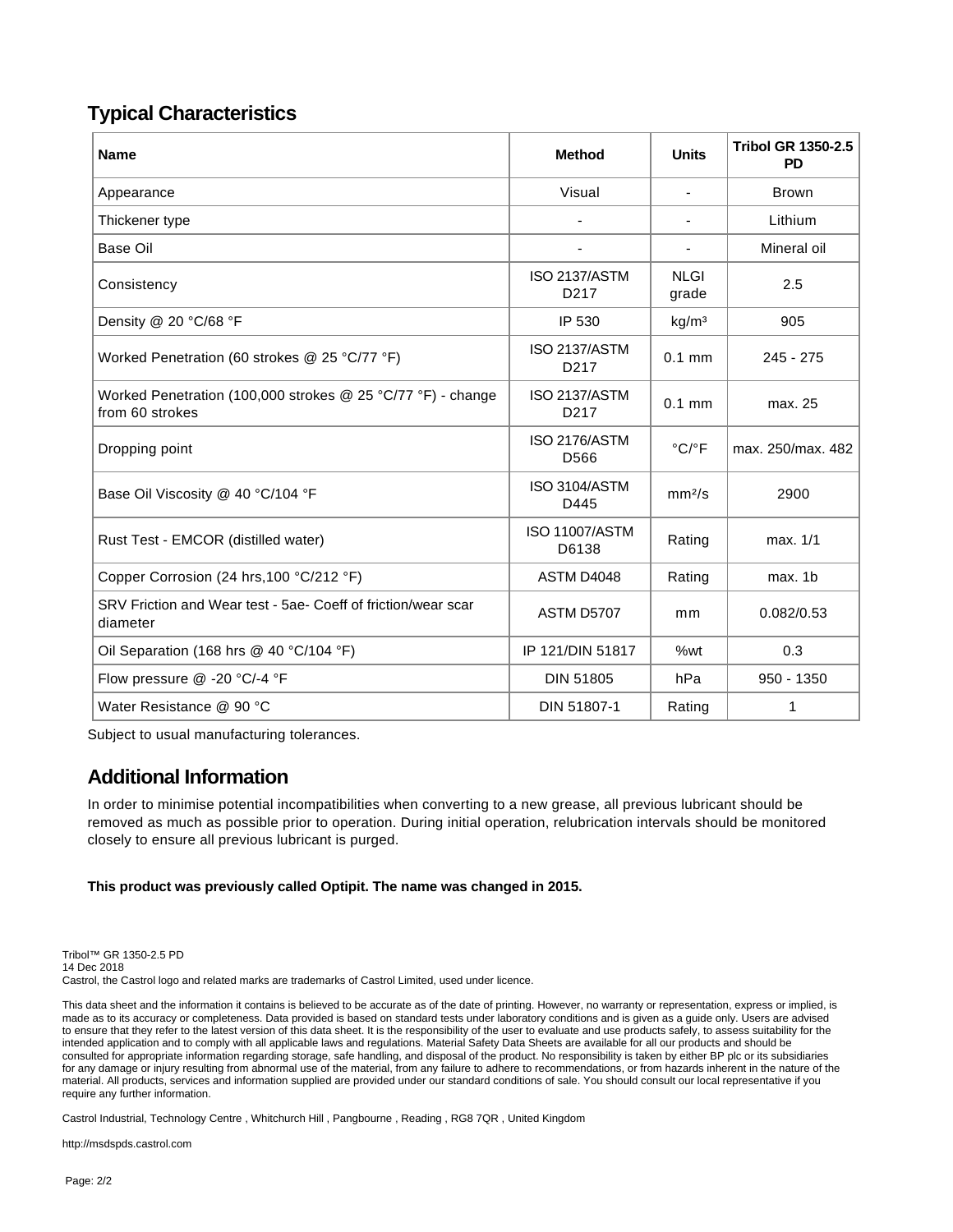## Typical Characteristics

| Name | Method | Units | Tribol GR 1350-2.5 PD |
|---|---|---|---|
| Appearance | Visual | - | Brown |
| Thickener type | - | - | Lithium |
| Base Oil | - | - | Mineral oil |
| Consistency | ISO 2137/ASTM D217 | NLGI grade | 2.5 |
| Density @ 20 °C/68 °F | IP 530 | kg/m³ | 905 |
| Worked Penetration (60 strokes @ 25 °C/77 °F) | ISO 2137/ASTM D217 | 0.1 mm | 245 - 275 |
| Worked Penetration (100,000 strokes @ 25 °C/77 °F) - change from 60 strokes | ISO 2137/ASTM D217 | 0.1 mm | max. 25 |
| Dropping point | ISO 2176/ASTM D566 | °C/°F | max. 250/max. 482 |
| Base Oil Viscosity @ 40 °C/104 °F | ISO 3104/ASTM D445 | mm²/s | 2900 |
| Rust Test - EMCOR (distilled water) | ISO 11007/ASTM D6138 | Rating | max. 1/1 |
| Copper Corrosion (24 hrs,100 °C/212 °F) | ASTM D4048 | Rating | max. 1b |
| SRV Friction and Wear test - 5ae- Coeff of friction/wear scar diameter | ASTM D5707 | mm | 0.082/0.53 |
| Oil Separation (168 hrs @ 40 °C/104 °F) | IP 121/DIN 51817 | %wt | 0.3 |
| Flow pressure @ -20 °C/-4 °F | DIN 51805 | hPa | 950 - 1350 |
| Water Resistance @ 90 °C | DIN 51807-1 | Rating | 1 |

Subject to usual manufacturing tolerances.

## Additional Information

In order to minimise potential incompatibilities when converting to a new grease, all previous lubricant should be removed as much as possible prior to operation. During initial operation, relubrication intervals should be monitored closely to ensure all previous lubricant is purged.

**This product was previously called Optipit. The name was changed in 2015.**

Tribol™ GR 1350-2.5 PD
14 Dec 2018
Castrol, the Castrol logo and related marks are trademarks of Castrol Limited, used under licence.

This data sheet and the information it contains is believed to be accurate as of the date of printing. However, no warranty or representation, express or implied, is made as to its accuracy or completeness. Data provided is based on standard tests under laboratory conditions and is given as a guide only. Users are advised to ensure that they refer to the latest version of this data sheet. It is the responsibility of the user to evaluate and use products safely, to assess suitability for the intended application and to comply with all applicable laws and regulations. Material Safety Data Sheets are available for all our products and should be consulted for appropriate information regarding storage, safe handling, and disposal of the product. No responsibility is taken by either BP plc or its subsidiaries for any damage or injury resulting from abnormal use of the material, from any failure to adhere to recommendations, or from hazards inherent in the nature of the material. All products, services and information supplied are provided under our standard conditions of sale. You should consult our local representative if you require any further information.

Castrol Industrial, Technology Centre , Whitchurch Hill , Pangbourne , Reading , RG8 7QR , United Kingdom

http://msdspds.castrol.com